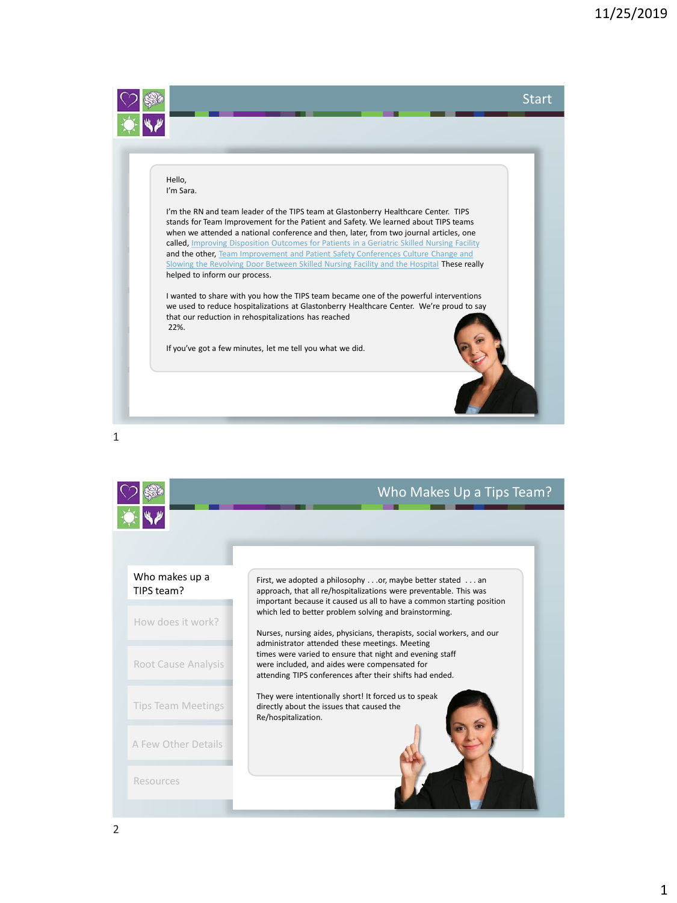## Start

Hello,
I'm Sara.

I'm the RN and team leader of the TIPS team at Glastonberry Healthcare Center. TIPS stands for Team Improvement for the Patient and Safety. We learned about TIPS teams when we attended a national conference and then, later, from two journal articles, one called, Improving Disposition Outcomes for Patients in a Geriatric Skilled Nursing Facility and the other, Team Improvement and Patient Safety Conferences Culture Change and Slowing the Revolving Door Between Skilled Nursing Facility and the Hospital These really helped to inform our process.

I wanted to share with you how the TIPS team became one of the powerful interventions we used to reduce hospitalizations at Glastonberry Healthcare Center. We're proud to say that our reduction in rehospitalizations has reached 22%.

If you've got a few minutes, let me tell you what we did.

## Who Makes Up a Tips Team?

- Who makes up a TIPS team?
- How does it work?
- Root Cause Analysis
- Tips Team Meetings
- A Few Other Details
- Resources

First, we adopted a philosophy . . .or, maybe better stated . . . an approach, that all re/hospitalizations were preventable. This was important because it caused us all to have a common starting position which led to better problem solving and brainstorming.

Nurses, nursing aides, physicians, therapists, social workers, and our administrator attended these meetings. Meeting times were varied to ensure that night and evening staff were included, and aides were compensated for attending TIPS conferences after their shifts had ended.

They were intentionally short! It forced us to speak directly about the issues that caused the Re/hospitalization.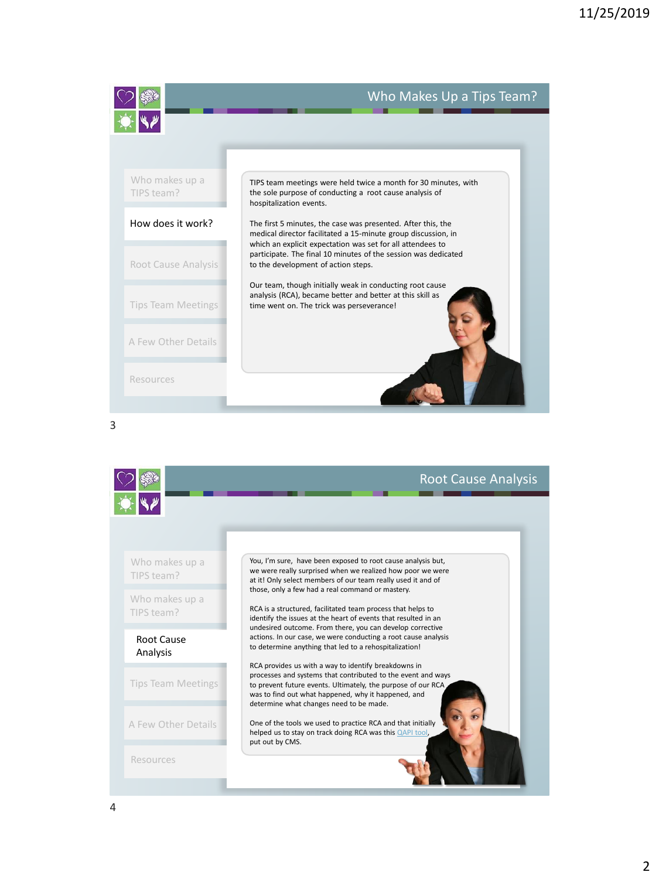## Who Makes Up a Tips Team?

- Who makes up a TIPS team?
- **How does it work?**
- Root Cause Analysis
- Tips Team Meetings
- A Few Other Details
- Resources

TIPS team meetings were held twice a month for 30 minutes, with the sole purpose of conducting a root cause analysis of hospitalization events.

The first 5 minutes, the case was presented. After this, the medical director facilitated a 15-minute group discussion, in which an explicit expectation was set for all attendees to participate. The final 10 minutes of the session was dedicated to the development of action steps.

Our team, though initially weak in conducting root cause analysis (RCA), became better and better at this skill as time went on. The trick was perseverance!

3

## Root Cause Analysis

- Who makes up a TIPS team?
- Who makes up a TIPS team?
- **Root Cause Analysis**
- Tips Team Meetings
- A Few Other Details
- Resources

You, I'm sure, have been exposed to root cause analysis but, we were really surprised when we realized how poor we were at it! Only select members of our team really used it and of those, only a few had a real command or mastery.

RCA is a structured, facilitated team process that helps to identify the issues at the heart of events that resulted in an undesired outcome. From there, you can develop corrective actions. In our case, we were conducting a root cause analysis to determine anything that led to a rehospitalization!

RCA provides us with a way to identify breakdowns in processes and systems that contributed to the event and ways to prevent future events. Ultimately, the purpose of our RCA was to find out what happened, why it happened, and determine what changes need to be made.

One of the tools we used to practice RCA and that initially helped us to stay on track doing RCA was this QAPI tool, put out by CMS.

4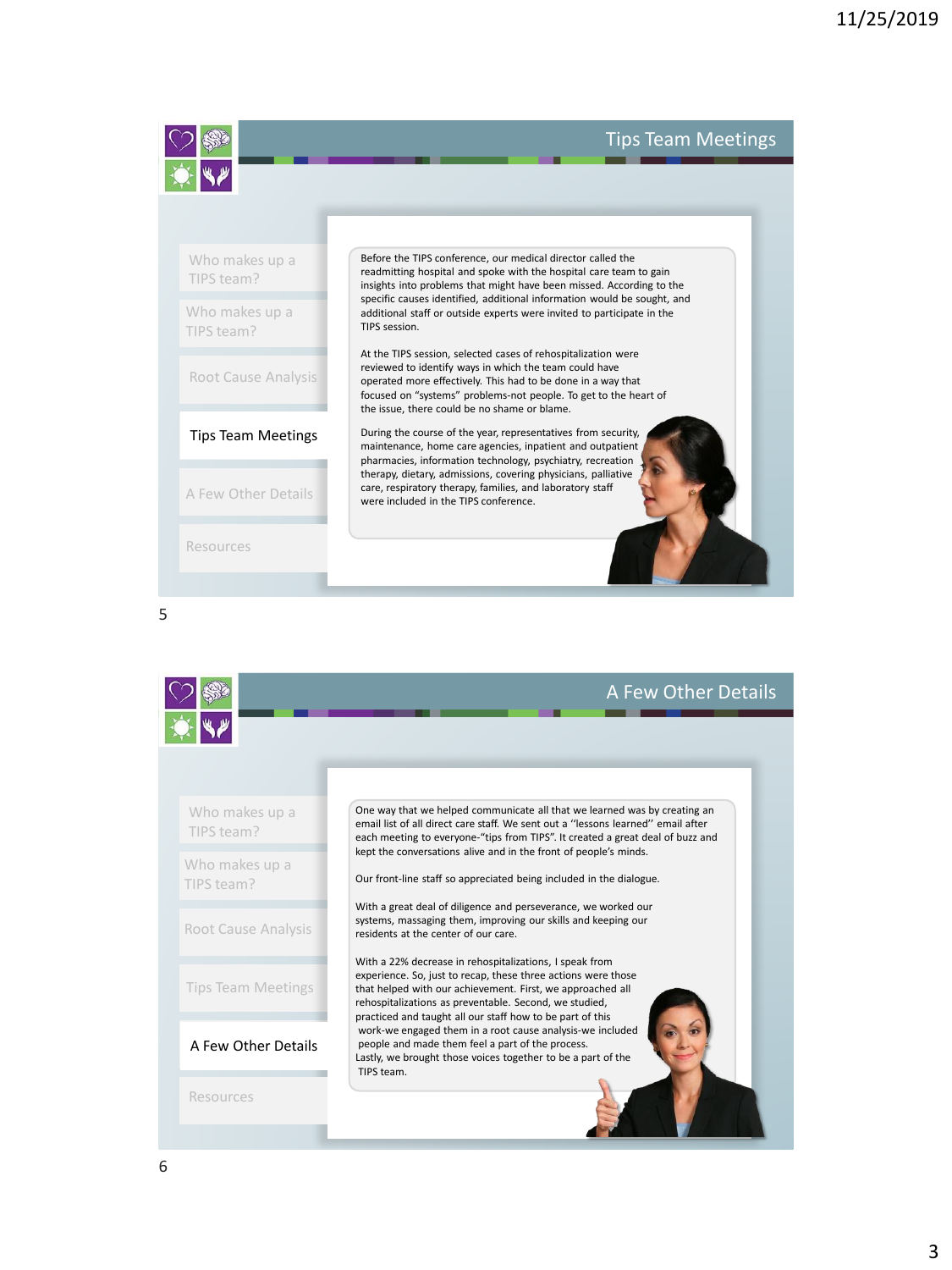## Tips Team Meetings

- Who makes up a TIPS team?
- Who makes up a TIPS team?
- Root Cause Analysis
- Tips Team Meetings
- A Few Other Details
- Resources

Before the TIPS conference, our medical director called the readmitting hospital and spoke with the hospital care team to gain insights into problems that might have been missed. According to the specific causes identified, additional information would be sought, and additional staff or outside experts were invited to participate in the TIPS session.

At the TIPS session, selected cases of rehospitalization were reviewed to identify ways in which the team could have operated more effectively. This had to be done in a way that focused on "systems" problems-not people. To get to the heart of the issue, there could be no shame or blame.

During the course of the year, representatives from security, maintenance, home care agencies, inpatient and outpatient pharmacies, information technology, psychiatry, recreation therapy, dietary, admissions, covering physicians, palliative care, respiratory therapy, families, and laboratory staff were included in the TIPS conference.

## A Few Other Details

- Who makes up a TIPS team?
- Who makes up a TIPS team?
- Root Cause Analysis
- Tips Team Meetings
- A Few Other Details
- Resources

One way that we helped communicate all that we learned was by creating an email list of all direct care staff. We sent out a "lessons learned" email after each meeting to everyone-"tips from TIPS". It created a great deal of buzz and kept the conversations alive and in the front of people's minds.

Our front-line staff so appreciated being included in the dialogue.

With a great deal of diligence and perseverance, we worked our systems, massaging them, improving our skills and keeping our residents at the center of our care.

With a 22% decrease in rehospitalizations, I speak from experience. So, just to recap, these three actions were those that helped with our achievement. First, we approached all rehospitalizations as preventable. Second, we studied, practiced and taught all our staff how to be part of this work-we engaged them in a root cause analysis-we included people and made them feel a part of the process. Lastly, we brought those voices together to be a part of the TIPS team.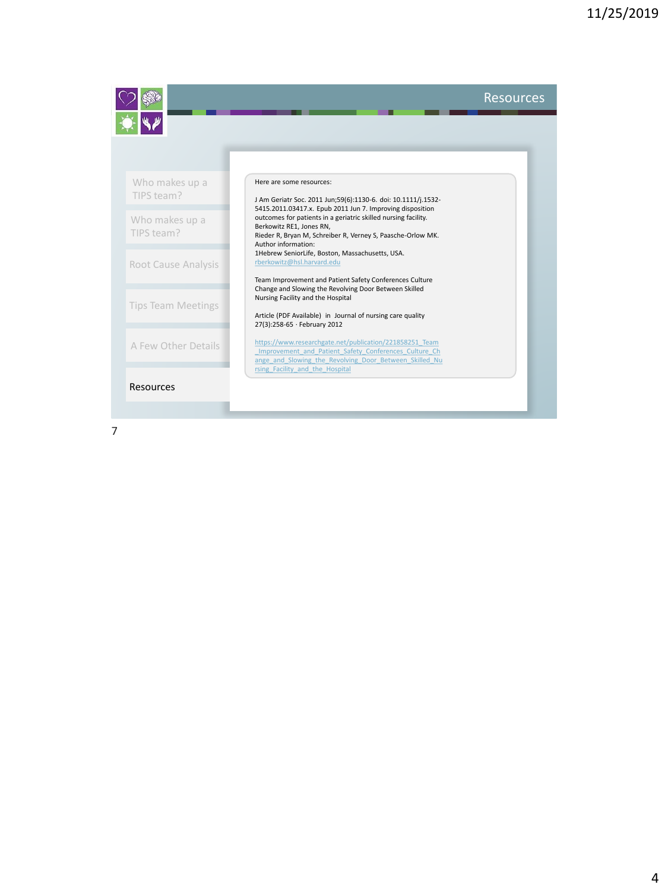# Resources

- Who makes up a TIPS team?
- Who makes up a TIPS team?
- Root Cause Analysis
- Tips Team Meetings
- A Few Other Details
- Resources

Here are some resources:

J Am Geriatr Soc. 2011 Jun;59(6):1130-6. doi: 10.1111/j.1532-5415.2011.03417.x. Epub 2011 Jun 7. Improving disposition outcomes for patients in a geriatric skilled nursing facility.
Berkowitz RE1, Jones RN,
Rieder R, Bryan M, Schreiber R, Verney S, Paasche-Orlow MK.
Author information:
1Hebrew SeniorLife, Boston, Massachusetts, USA.
rberkowitz@hsl.harvard.edu

Team Improvement and Patient Safety Conferences Culture Change and Slowing the Revolving Door Between Skilled Nursing Facility and the Hospital

Article (PDF Available) in Journal of nursing care quality
27(3):258-65 · February 2012

https://www.researchgate.net/publication/221858251_Team_Improvement_and_Patient_Safety_Conferences_Culture_Change_and_Slowing_the_Revolving_Door_Between_Skilled_Nursing_Facility_and_the_Hospital